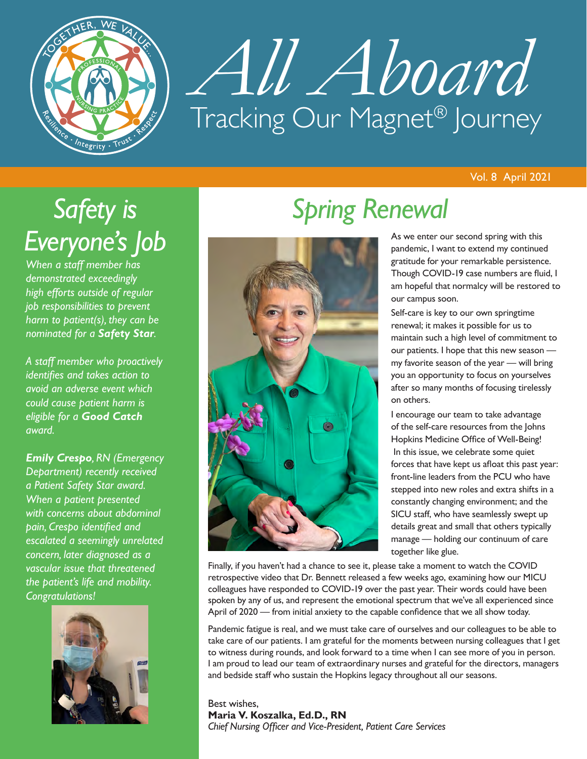# All Aboard

## Tracking Our Magnet® Journey

Vol. 8 April 2021

## Safety is Everyone's Job

*When a staff member has demonstrated exceedingly high efforts outside of regular job responsibilities to prevent harm to patient(s), they can be nominated for a **Safety Star**.*

*A staff member who proactively identifies and takes action to avoid an adverse event which could cause patient harm is eligible for a **Good Catch** award.*

***Emily Crespo**, RN (Emergency Department) recently received a Patient Safety Star award. When a patient presented with concerns about abdominal pain, Crespo identified and escalated a seemingly unrelated concern, later diagnosed as a vascular issue that threatened the patient's life and mobility. Congratulations!*

## Spring Renewal

As we enter our second spring with this pandemic, I want to extend my continued gratitude for your remarkable persistence. Though COVID-19 case numbers are fluid, I am hopeful that normalcy will be restored to our campus soon.

Self-care is key to our own springtime renewal; it makes it possible for us to maintain such a high level of commitment to our patients. I hope that this new season — my favorite season of the year — will bring you an opportunity to focus on yourselves after so many months of focusing tirelessly on others.

I encourage our team to take advantage of the self-care resources from the Johns Hopkins Medicine Office of Well-Being!

In this issue, we celebrate some quiet forces that have kept us afloat this past year: front-line leaders from the PCU who have stepped into new roles and extra shifts in a constantly changing environment; and the SICU staff, who have seamlessly swept up details great and small that others typically manage — holding our continuum of care together like glue.

Finally, if you haven't had a chance to see it, please take a moment to watch the COVID retrospective video that Dr. Bennett released a few weeks ago, examining how our MICU colleagues have responded to COVID-19 over the past year. Their words could have been spoken by any of us, and represent the emotional spectrum that we've all experienced since April of 2020 — from initial anxiety to the capable confidence that we all show today.

Pandemic fatigue is real, and we must take care of ourselves and our colleagues to be able to take care of our patients. I am grateful for the moments between nursing colleagues that I get to witness during rounds, and look forward to a time when I can see more of you in person. I am proud to lead our team of extraordinary nurses and grateful for the directors, managers and bedside staff who sustain the Hopkins legacy throughout all our seasons.

Best wishes,
**Maria V. Koszalka, Ed.D., RN**
*Chief Nursing Officer and Vice-President, Patient Care Services*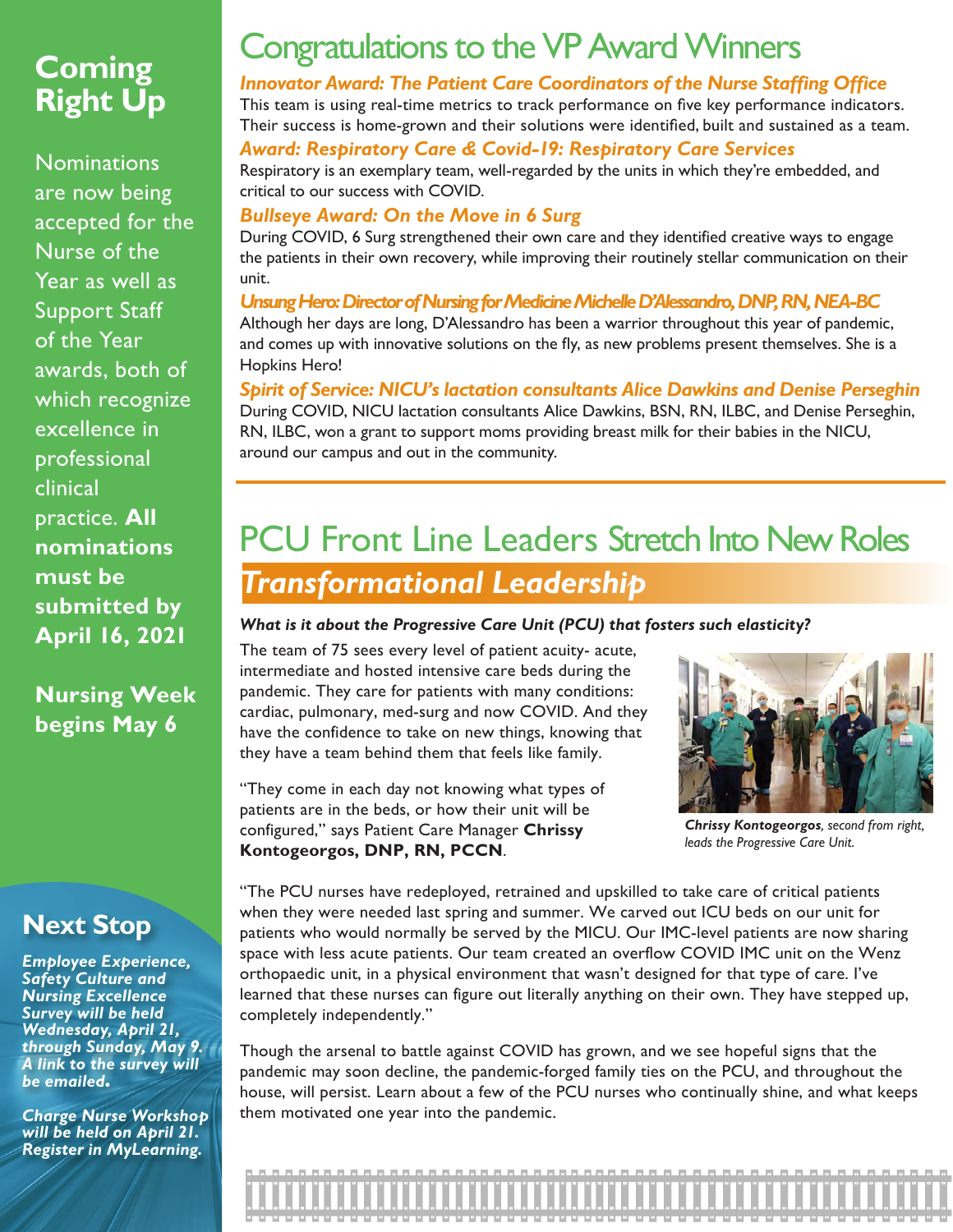## Coming Right Up

Nominations are now being accepted for the Nurse of the Year as well as Support Staff of the Year awards, both of which recognize excellence in professional clinical practice. **All nominations must be submitted by April 16, 2021**

**Nursing Week begins May 6**

## Next Stop

***Employee Experience, Safety Culture and Nursing Excellence Survey will be held Wednesday, April 21, through Sunday, May 9. A link to the survey will be emailed.***

***Charge Nurse Workshop will be held on April 21. Register in MyLearning.***

# Congratulations to the VP Award Winners

***Innovator Award: The Patient Care Coordinators of the Nurse Staffing Office***

This team is using real-time metrics to track performance on five key performance indicators. Their success is home-grown and their solutions were identified, built and sustained as a team.

***Award: Respiratory Care & Covid-19: Respiratory Care Services***

Respiratory is an exemplary team, well-regarded by the units in which they're embedded, and critical to our success with COVID.

***Bullseye Award: On the Move in 6 Surg***

During COVID, 6 Surg strengthened their own care and they identified creative ways to engage the patients in their own recovery, while improving their routinely stellar communication on their unit.

***Unsung Hero: Director of Nursing for Medicine Michelle D'Alessandro, DNP, RN, NEA-BC***

Although her days are long, D'Alessandro has been a warrior throughout this year of pandemic, and comes up with innovative solutions on the fly, as new problems present themselves. She is a Hopkins Hero!

***Spirit of Service: NICU's lactation consultants Alice Dawkins and Denise Perseghin***

During COVID, NICU lactation consultants Alice Dawkins, BSN, RN, ILBC, and Denise Perseghin, RN, ILBC, won a grant to support moms providing breast milk for their babies in the NICU, around our campus and out in the community.

# PCU Front Line Leaders Stretch Into New Roles

## *Transformational Leadership*

***What is it about the Progressive Care Unit (PCU) that fosters such elasticity?***

The team of 75 sees every level of patient acuity- acute, intermediate and hosted intensive care beds during the pandemic. They care for patients with many conditions: cardiac, pulmonary, med-surg and now COVID. And they have the confidence to take on new things, knowing that they have a team behind them that feels like family.

"They come in each day not knowing what types of patients are in the beds, or how their unit will be configured," says Patient Care Manager **Chrissy Kontogeorgos, DNP, RN, PCCN**.

***Chrissy Kontogeorgos**, second from right, leads the Progressive Care Unit.*

"The PCU nurses have redeployed, retrained and upskilled to take care of critical patients when they were needed last spring and summer. We carved out ICU beds on our unit for patients who would normally be served by the MICU. Our IMC-level patients are now sharing space with less acute patients. Our team created an overflow COVID IMC unit on the Wenz orthopaedic unit, in a physical environment that wasn't designed for that type of care. I've learned that these nurses can figure out literally anything on their own. They have stepped up, completely independently."

Though the arsenal to battle against COVID has grown, and we see hopeful signs that the pandemic may soon decline, the pandemic-forged family ties on the PCU, and throughout the house, will persist. Learn about a few of the PCU nurses who continually shine, and what keeps them motivated one year into the pandemic.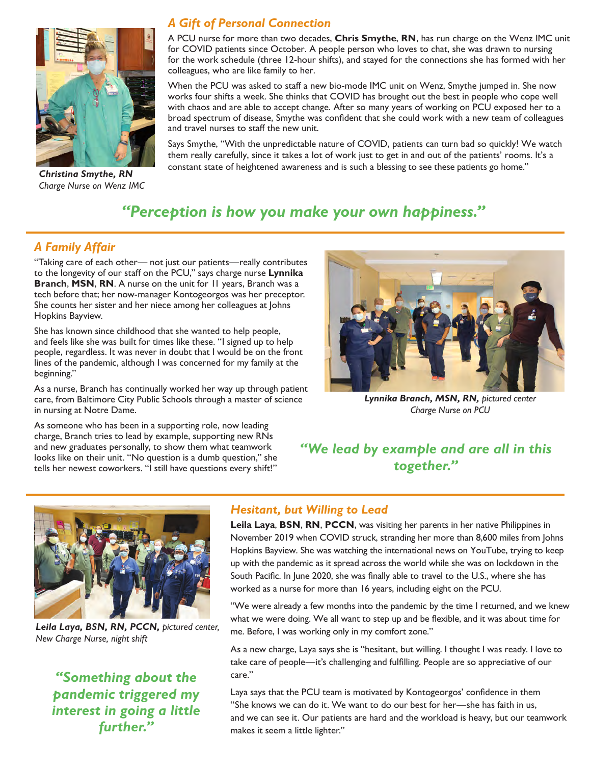## *A Gift of Personal Connection*

A PCU nurse for more than two decades, **Chris Smythe**, **RN**, has run charge on the Wenz IMC unit for COVID patients since October. A people person who loves to chat, she was drawn to nursing for the work schedule (three 12-hour shifts), and stayed for the connections she has formed with her colleagues, who are like family to her.

When the PCU was asked to staff a new bio-mode IMC unit on Wenz, Smythe jumped in. She now works four shifts a week. She thinks that COVID has brought out the best in people who cope well with chaos and are able to accept change. After so many years of working on PCU exposed her to a broad spectrum of disease, Smythe was confident that she could work with a new team of colleagues and travel nurses to staff the new unit.

Says Smythe, "With the unpredictable nature of COVID, patients can turn bad so quickly! We watch them really carefully, since it takes a lot of work just to get in and out of the patients' rooms. It's a constant state of heightened awareness and is such a blessing to see these patients go home."

***Christina Smythe, RN***
*Charge Nurse on Wenz IMC*

### *"Perception is how you make your own happiness."*

## *A Family Affair*

"Taking care of each other— not just our patients—really contributes to the longevity of our staff on the PCU," says charge nurse **Lynnika Branch**, **MSN**, **RN**. A nurse on the unit for 11 years, Branch was a tech before that; her now-manager Kontogeorgos was her preceptor. She counts her sister and her niece among her colleagues at Johns Hopkins Bayview.

She has known since childhood that she wanted to help people, and feels like she was built for times like these. "I signed up to help people, regardless. It was never in doubt that I would be on the front lines of the pandemic, although I was concerned for my family at the beginning."

As a nurse, Branch has continually worked her way up through patient care, from Baltimore City Public Schools through a master of science in nursing at Notre Dame.

As someone who has been in a supporting role, now leading charge, Branch tries to lead by example, supporting new RNs and new graduates personally, to show them what teamwork looks like on their unit. "No question is a dumb question," she tells her newest coworkers. "I still have questions every shift!"

***Lynnika Branch, MSN, RN,*** *pictured center*
*Charge Nurse on PCU*

### *"We lead by example and are all in this together."*

## *Hesitant, but Willing to Lead*

**Leila Laya**, **BSN**, **RN**, **PCCN**, was visiting her parents in her native Philippines in November 2019 when COVID struck, stranding her more than 8,600 miles from Johns Hopkins Bayview. She was watching the international news on YouTube, trying to keep up with the pandemic as it spread across the world while she was on lockdown in the South Pacific. In June 2020, she was finally able to travel to the U.S., where she has worked as a nurse for more than 16 years, including eight on the PCU.

"We were already a few months into the pandemic by the time I returned, and we knew what we were doing. We all want to step up and be flexible, and it was about time for me. Before, I was working only in my comfort zone."

As a new charge, Laya says she is "hesitant, but willing. I thought I was ready. I love to take care of people—it's challenging and fulfilling. People are so appreciative of our care."

Laya says that the PCU team is motivated by Kontogeorgos' confidence in them "She knows we can do it. We want to do our best for her—she has faith in us, and we can see it. Our patients are hard and the workload is heavy, but our teamwork makes it seem a little lighter."

***Leila Laya, BSN, RN, PCCN,*** *pictured center,*
*New Charge Nurse, night shift*

### *"Something about the pandemic triggered my interest in going a little further."*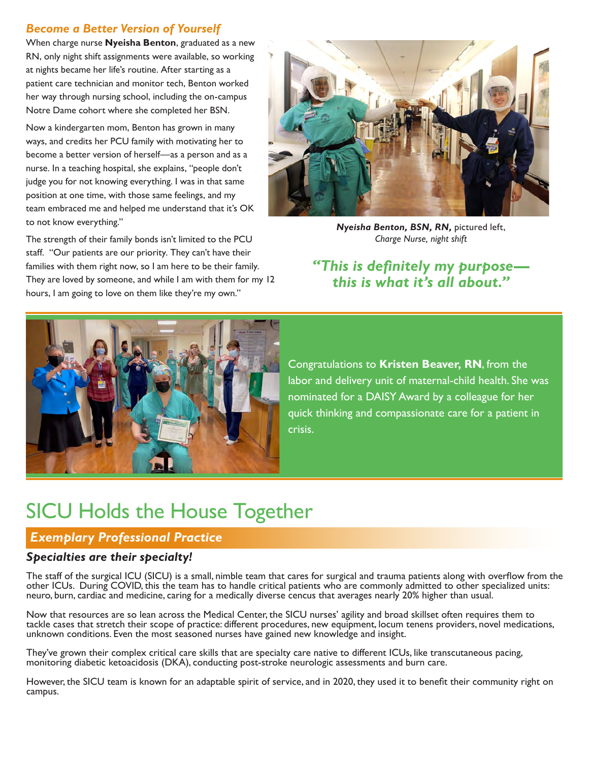### *Become a Better Version of Yourself*

When charge nurse **Nyeisha Benton**, graduated as a new RN, only night shift assignments were available, so working at nights became her life's routine. After starting as a patient care technician and monitor tech, Benton worked her way through nursing school, including the on-campus Notre Dame cohort where she completed her BSN.

Now a kindergarten mom, Benton has grown in many ways, and credits her PCU family with motivating her to become a better version of herself—as a person and as a nurse. In a teaching hospital, she explains, "people don't judge you for not knowing everything. I was in that same position at one time, with those same feelings, and my team embraced me and helped me understand that it's OK to not know everything."

The strength of their family bonds isn't limited to the PCU staff. "Our patients are our priority. They can't have their families with them right now, so I am here to be their family. They are loved by someone, and while I am with them for my 12 hours, I am going to love on them like they're my own."

***Nyeisha Benton, BSN, RN,*** pictured left, *Charge Nurse, night shift*

***"This is definitely my purpose— this is what it's all about."***

Congratulations to **Kristen Beaver, RN**, from the labor and delivery unit of maternal-child health. She was nominated for a DAISY Award by a colleague for her quick thinking and compassionate care for a patient in crisis.

# SICU Holds the House Together

## *Exemplary Professional Practice*

### *Specialties are their specialty!*

The staff of the surgical ICU (SICU) is a small, nimble team that cares for surgical and trauma patients along with overflow from the other ICUs. During COVID, this the team has to handle critical patients who are commonly admitted to other specialized units: neuro, burn, cardiac and medicine, caring for a medically diverse cencus that averages nearly 20% higher than usual.

Now that resources are so lean across the Medical Center, the SICU nurses' agility and broad skillset often requires them to tackle cases that stretch their scope of practice: different procedures, new equipment, locum tenens providers, novel medications, unknown conditions. Even the most seasoned nurses have gained new knowledge and insight.

They've grown their complex critical care skills that are specialty care native to different ICUs, like transcutaneous pacing, monitoring diabetic ketoacidosis (DKA), conducting post-stroke neurologic assessments and burn care.

However, the SICU team is known for an adaptable spirit of service, and in 2020, they used it to benefit their community right on campus.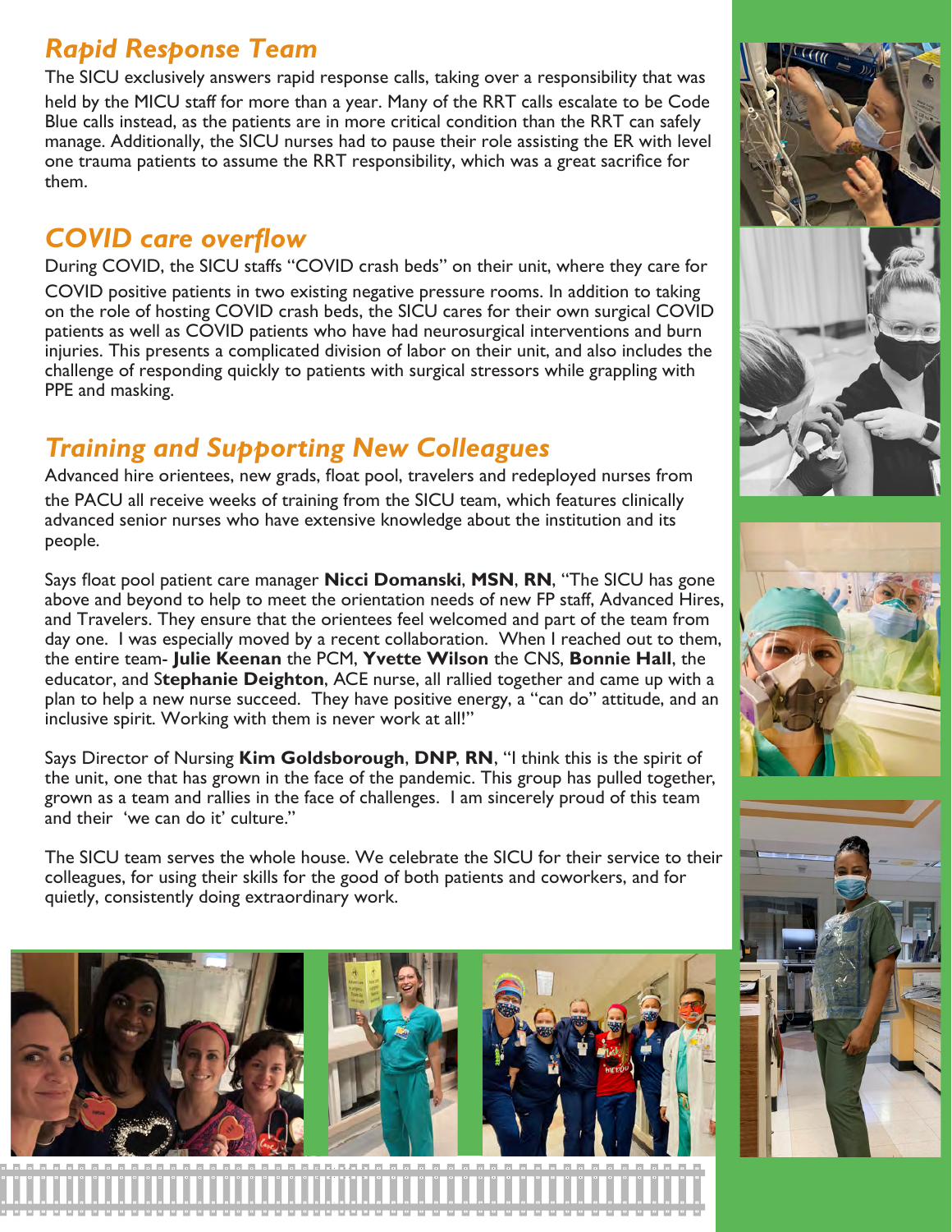## *Rapid Response Team*

The SICU exclusively answers rapid response calls, taking over a responsibility that was held by the MICU staff for more than a year. Many of the RRT calls escalate to be Code Blue calls instead, as the patients are in more critical condition than the RRT can safely manage. Additionally, the SICU nurses had to pause their role assisting the ER with level one trauma patients to assume the RRT responsibility, which was a great sacrifice for them.

## *COVID care overflow*

During COVID, the SICU staffs "COVID crash beds" on their unit, where they care for COVID positive patients in two existing negative pressure rooms. In addition to taking on the role of hosting COVID crash beds, the SICU cares for their own surgical COVID patients as well as COVID patients who have had neurosurgical interventions and burn injuries. This presents a complicated division of labor on their unit, and also includes the challenge of responding quickly to patients with surgical stressors while grappling with PPE and masking.

## *Training and Supporting New Colleagues*

Advanced hire orientees, new grads, float pool, travelers and redeployed nurses from the PACU all receive weeks of training from the SICU team, which features clinically advanced senior nurses who have extensive knowledge about the institution and its people.

Says float pool patient care manager **Nicci Domanski**, **MSN**, **RN**, "The SICU has gone above and beyond to help to meet the orientation needs of new FP staff, Advanced Hires, and Travelers. They ensure that the orientees feel welcomed and part of the team from day one. I was especially moved by a recent collaboration. When I reached out to them, the entire team- **Julie Keenan** the PCM, **Yvette Wilson** the CNS, **Bonnie Hall**, the educator, and S**tephanie Deighton**, ACE nurse, all rallied together and came up with a plan to help a new nurse succeed. They have positive energy, a "can do" attitude, and an inclusive spirit. Working with them is never work at all!"

Says Director of Nursing **Kim Goldsborough**, **DNP**, **RN**, "I think this is the spirit of the unit, one that has grown in the face of the pandemic. This group has pulled together, grown as a team and rallies in the face of challenges. I am sincerely proud of this team and their 'we can do it' culture."

The SICU team serves the whole house. We celebrate the SICU for their service to their colleagues, for using their skills for the good of both patients and coworkers, and for quietly, consistently doing extraordinary work.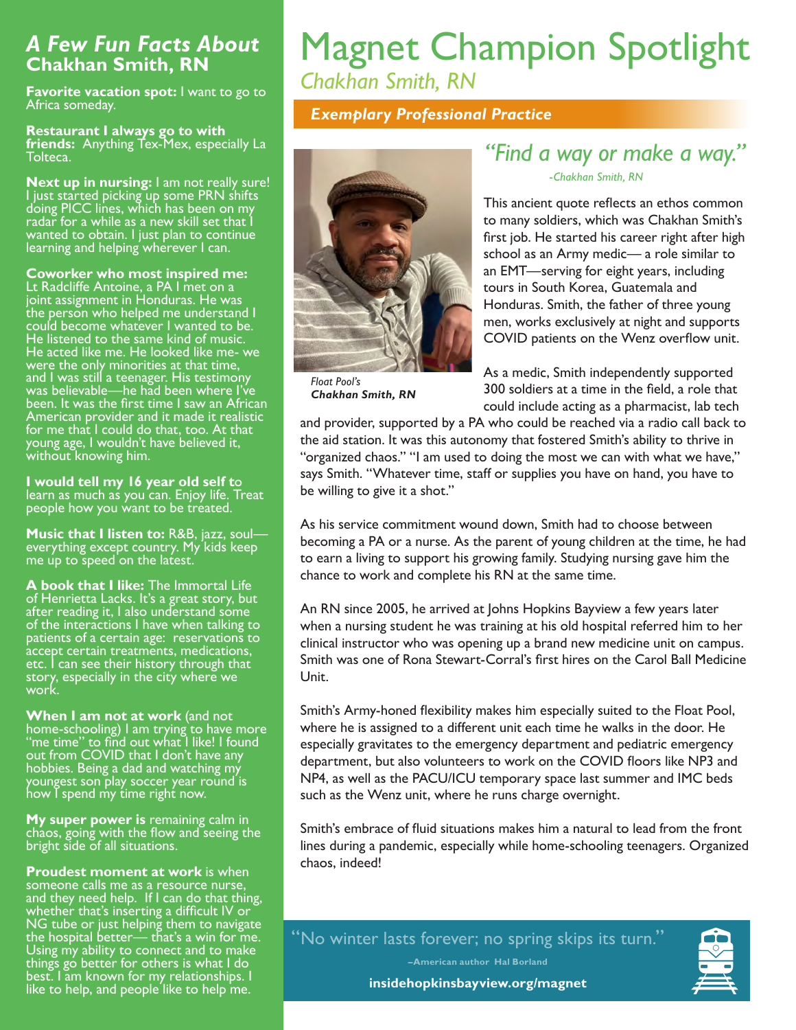# Magnet Champion Spotlight

*Chakhan Smith, RN*

***Exemplary Professional Practice***

*Float Pool's*
***Chakhan Smith, RN***

## *"Find a way or make a way."*

*-Chakhan Smith, RN*

This ancient quote reflects an ethos common to many soldiers, which was Chakhan Smith's first job. He started his career right after high school as an Army medic— a role similar to an EMT—serving for eight years, including tours in South Korea, Guatemala and Honduras. Smith, the father of three young men, works exclusively at night and supports COVID patients on the Wenz overflow unit.

As a medic, Smith independently supported 300 soldiers at a time in the field, a role that could include acting as a pharmacist, lab tech and provider, supported by a PA who could be reached via a radio call back to the aid station. It was this autonomy that fostered Smith's ability to thrive in "organized chaos." "I am used to doing the most we can with what we have," says Smith. "Whatever time, staff or supplies you have on hand, you have to be willing to give it a shot."

As his service commitment wound down, Smith had to choose between becoming a PA or a nurse. As the parent of young children at the time, he had to earn a living to support his growing family. Studying nursing gave him the chance to work and complete his RN at the same time.

An RN since 2005, he arrived at Johns Hopkins Bayview a few years later when a nursing student he was training at his old hospital referred him to her clinical instructor who was opening up a brand new medicine unit on campus. Smith was one of Rona Stewart-Corral's first hires on the Carol Ball Medicine Unit.

Smith's Army-honed flexibility makes him especially suited to the Float Pool, where he is assigned to a different unit each time he walks in the door. He especially gravitates to the emergency department and pediatric emergency department, but also volunteers to work on the COVID floors like NP3 and NP4, as well as the PACU/ICU temporary space last summer and IMC beds such as the Wenz unit, where he runs charge overnight.

Smith's embrace of fluid situations makes him a natural to lead from the front lines during a pandemic, especially while home-schooling teenagers. Organized chaos, indeed!

## *A Few Fun Facts About* Chakhan Smith, RN

**Favorite vacation spot:** I want to go to Africa someday.

**Restaurant I always go to with friends:** Anything Tex-Mex, especially La Tolteca.

**Next up in nursing:** I am not really sure! I just started picking up some PRN shifts doing PICC lines, which has been on my radar for a while as a new skill set that I wanted to obtain. I just plan to continue learning and helping wherever I can.

**Coworker who most inspired me:** Lt Radcliffe Antoine, a PA I met on a joint assignment in Honduras. He was the person who helped me understand I could become whatever I wanted to be. He listened to the same kind of music. He acted like me. He looked like me- we were the only minorities at that time, and I was still a teenager. His testimony was believable—he had been where I've been. It was the first time I saw an African American provider and it made it realistic for me that I could do that, too. At that young age, I wouldn't have believed it, without knowing him.

**I would tell my 16 year old self t**o learn as much as you can. Enjoy life. Treat people how you want to be treated.

**Music that I listen to:** R&B, jazz, soul—everything except country. My kids keep me up to speed on the latest.

**A book that I like:** The Immortal Life of Henrietta Lacks. It's a great story, but after reading it, I also understand some of the interactions I have when talking to patients of a certain age: reservations to accept certain treatments, medications, etc. I can see their history through that story, especially in the city where we work.

**When I am not at work** (and not home-schooling) I am trying to have more "me time" to find out what I like! I found out from COVID that I don't have any hobbies. Being a dad and watching my youngest son play soccer year round is how I spend my time right now.

**My super power is** remaining calm in chaos, going with the flow and seeing the bright side of all situations.

**Proudest moment at work** is when someone calls me as a resource nurse, and they need help. If I can do that thing, whether that's inserting a difficult IV or NG tube or just helping them to navigate the hospital better— that's a win for me. Using my ability to connect and to make things go better for others is what I do best. I am known for my relationships. I like to help, and people like to help me.

"No winter lasts forever; no spring skips its turn."

–American author Hal Borland

**insidehopkinsbayview.org/magnet**